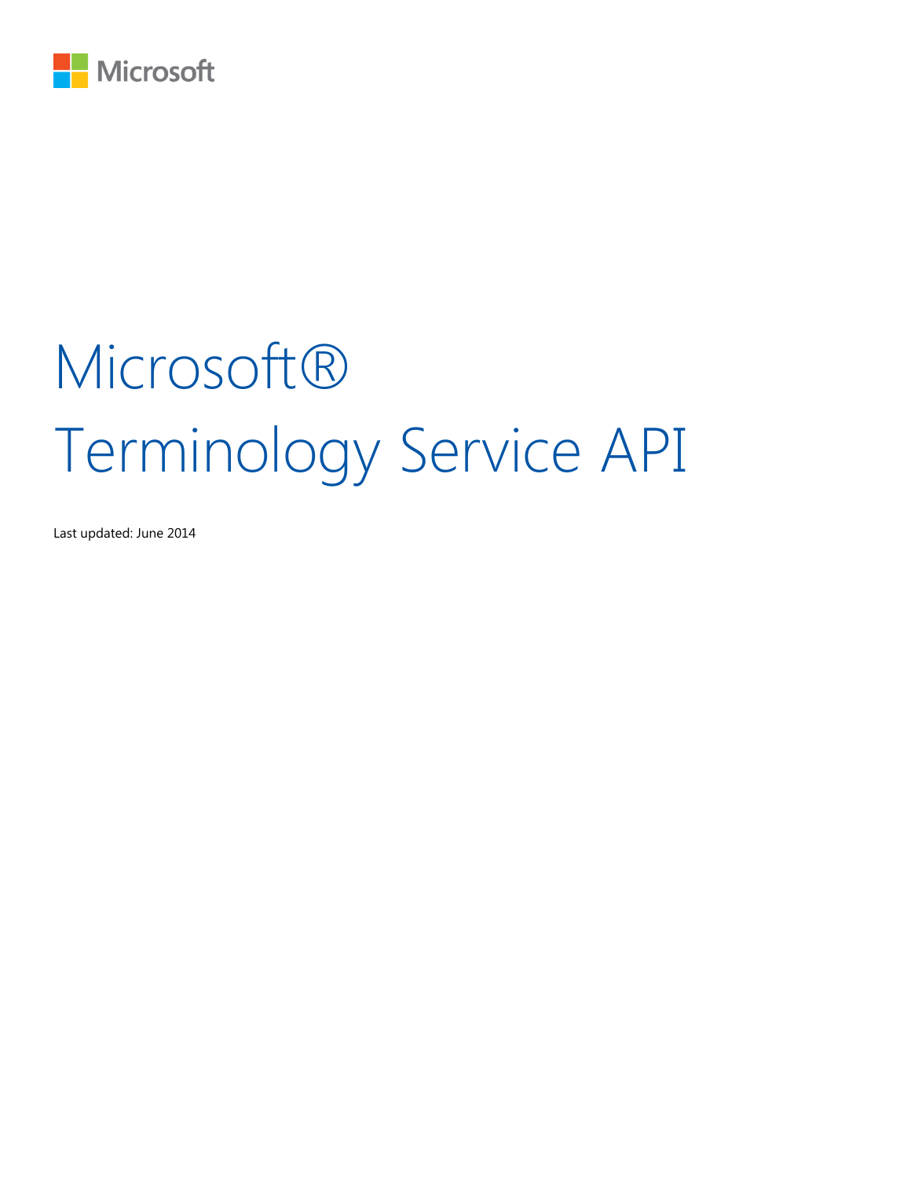Microsoft

# Microsoft® Terminology Service API

Last updated: June 2014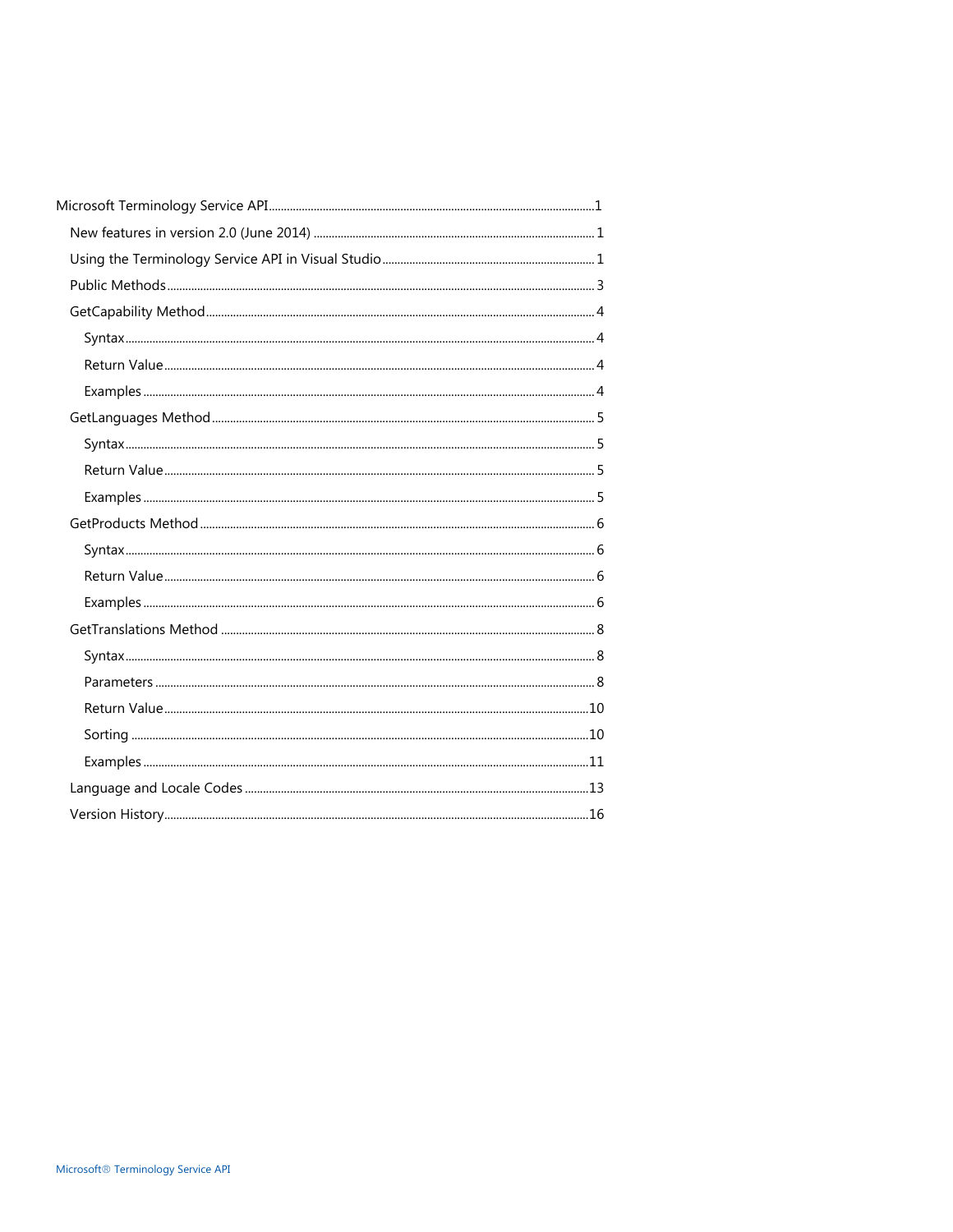- Microsoft Terminology Service API .......... 1
  - New features in version 2.0 (June 2014) .......... 1
  - Using the Terminology Service API in Visual Studio .......... 1
  - Public Methods .......... 3
  - GetCapability Method .......... 4
    - Syntax .......... 4
    - Return Value .......... 4
    - Examples .......... 4
  - GetLanguages Method .......... 5
    - Syntax .......... 5
    - Return Value .......... 5
    - Examples .......... 5
  - GetProducts Method .......... 6
    - Syntax .......... 6
    - Return Value .......... 6
    - Examples .......... 6
  - GetTranslations Method .......... 8
    - Syntax .......... 8
    - Parameters .......... 8
    - Return Value .......... 10
    - Sorting .......... 10
    - Examples .......... 11
  - Language and Locale Codes .......... 13
  - Version History .......... 16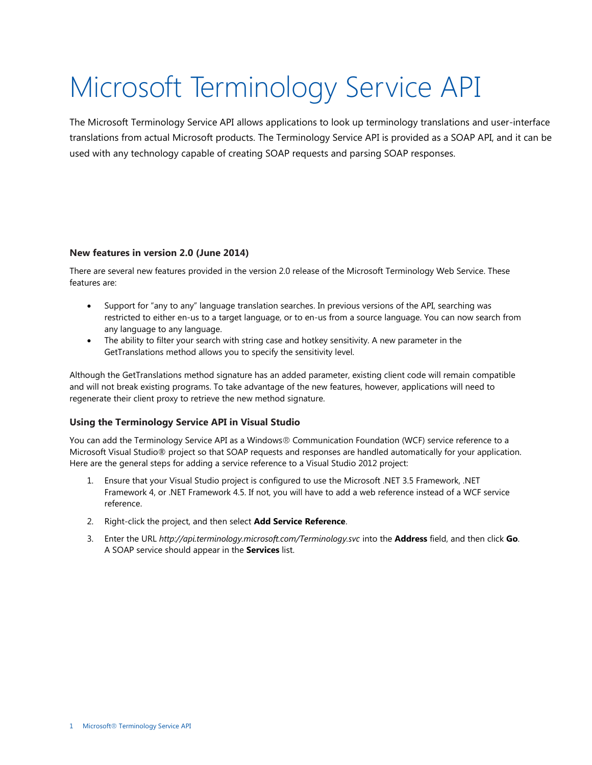# Microsoft Terminology Service API

The Microsoft Terminology Service API allows applications to look up terminology translations and user-interface translations from actual Microsoft products. The Terminology Service API is provided as a SOAP API, and it can be used with any technology capable of creating SOAP requests and parsing SOAP responses.

### New features in version 2.0 (June 2014)

There are several new features provided in the version 2.0 release of the Microsoft Terminology Web Service. These features are:

- Support for "any to any" language translation searches. In previous versions of the API, searching was restricted to either en-us to a target language, or to en-us from a source language. You can now search from any language to any language.
- The ability to filter your search with string case and hotkey sensitivity. A new parameter in the GetTranslations method allows you to specify the sensitivity level.

Although the GetTranslations method signature has an added parameter, existing client code will remain compatible and will not break existing programs. To take advantage of the new features, however, applications will need to regenerate their client proxy to retrieve the new method signature.

### Using the Terminology Service API in Visual Studio

You can add the Terminology Service API as a Windows® Communication Foundation (WCF) service reference to a Microsoft Visual Studio® project so that SOAP requests and responses are handled automatically for your application. Here are the general steps for adding a service reference to a Visual Studio 2012 project:

1. Ensure that your Visual Studio project is configured to use the Microsoft .NET 3.5 Framework, .NET Framework 4, or .NET Framework 4.5. If not, you will have to add a web reference instead of a WCF service reference.
2. Right-click the project, and then select **Add Service Reference**.
3. Enter the URL *http://api.terminology.microsoft.com/Terminology.svc* into the **Address** field, and then click **Go**. A SOAP service should appear in the **Services** list.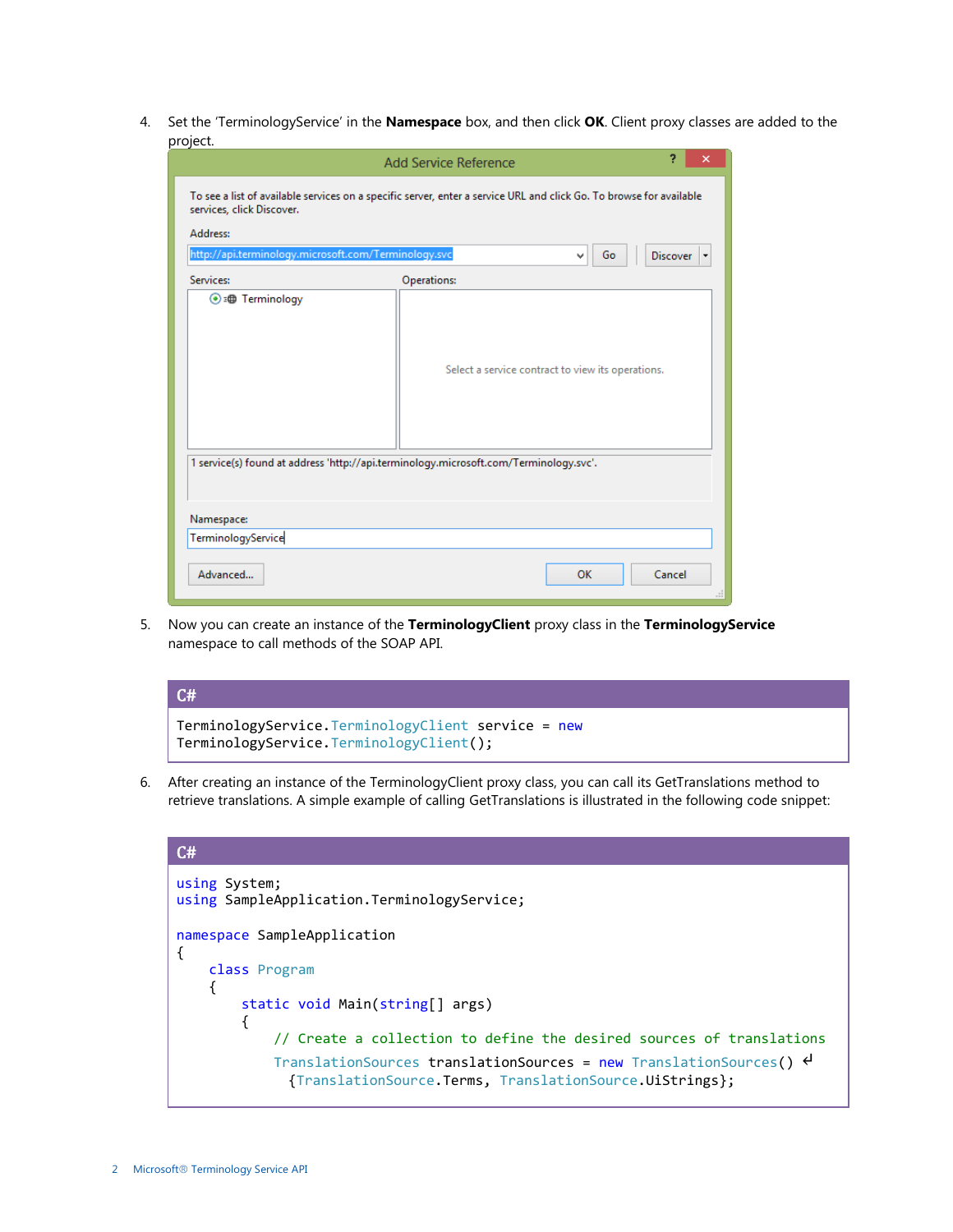4. Set the 'TerminologyService' in the **Namespace** box, and then click **OK**. Client proxy classes are added to the project.

5. Now you can create an instance of the **TerminologyClient** proxy class in the **TerminologyService** namespace to call methods of the SOAP API.

**C#**

```
TerminologyService.TerminologyClient service = new
TerminologyService.TerminologyClient();
```

6. After creating an instance of the TerminologyClient proxy class, you can call its GetTranslations method to retrieve translations. A simple example of calling GetTranslations is illustrated in the following code snippet:

**C#**

```
using System;
using SampleApplication.TerminologyService;

namespace SampleApplication
{
    class Program
    {
        static void Main(string[] args)
        {
            // Create a collection to define the desired sources of translations
            TranslationSources translationSources = new TranslationSources() ↵
              {TranslationSource.Terms, TranslationSource.UiStrings};
```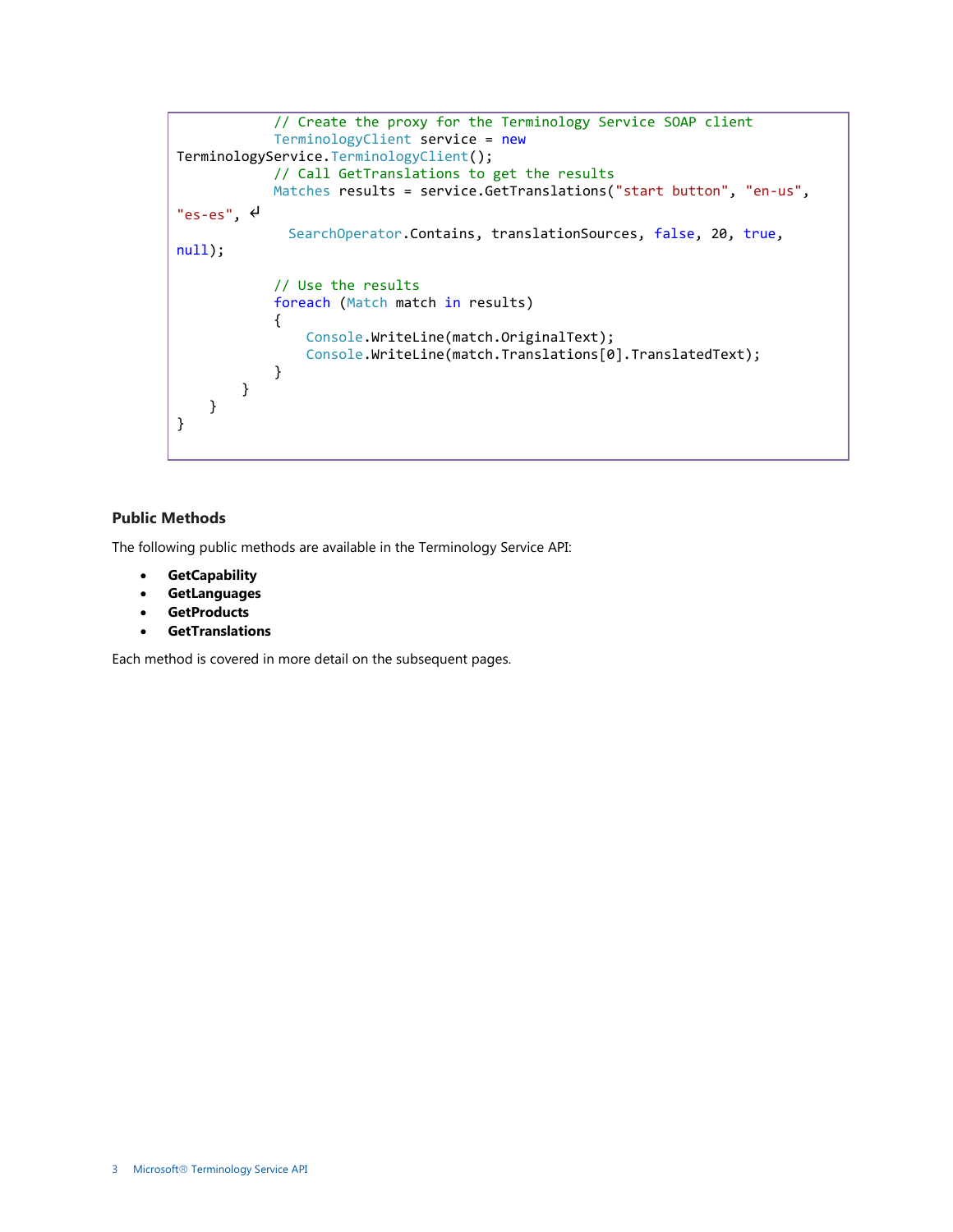```
            // Create the proxy for the Terminology Service SOAP client
            TerminologyClient service = new
TerminologyService.TerminologyClient();
            // Call GetTranslations to get the results
            Matches results = service.GetTranslations("start button", "en-us",
"es-es", ↲
              SearchOperator.Contains, translationSources, false, 20, true,
null);

            // Use the results
            foreach (Match match in results)
            {
                Console.WriteLine(match.OriginalText);
                Console.WriteLine(match.Translations[0].TranslatedText);
            }
        }
    }
}
```

### Public Methods

The following public methods are available in the Terminology Service API:

- **GetCapability**
- **GetLanguages**
- **GetProducts**
- **GetTranslations**

Each method is covered in more detail on the subsequent pages.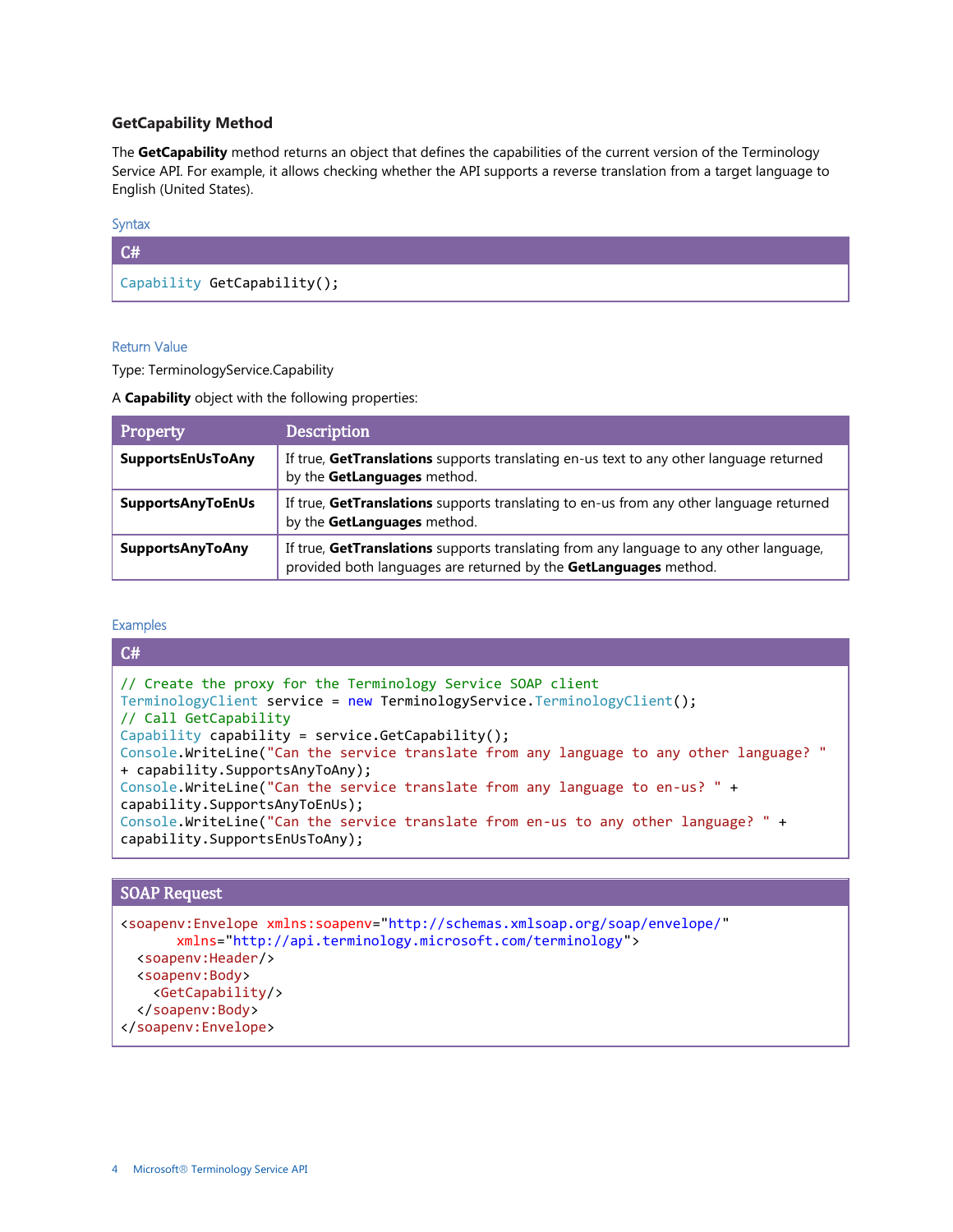### GetCapability Method

The **GetCapability** method returns an object that defines the capabilities of the current version of the Terminology Service API. For example, it allows checking whether the API supports a reverse translation from a target language to English (United States).

#### Syntax

C#

```
Capability GetCapability();
```

#### Return Value

Type: TerminologyService.Capability

A **Capability** object with the following properties:

| Property | Description |
| --- | --- |
| **SupportsEnUsToAny** | If true, **GetTranslations** supports translating en-us text to any other language returned by the **GetLanguages** method. |
| **SupportsAnyToEnUs** | If true, **GetTranslations** supports translating to en-us from any other language returned by the **GetLanguages** method. |
| **SupportsAnyToAny** | If true, **GetTranslations** supports translating from any language to any other language, provided both languages are returned by the **GetLanguages** method. |

#### Examples

C#

```
// Create the proxy for the Terminology Service SOAP client
TerminologyClient service = new TerminologyService.TerminologyClient();
// Call GetCapability
Capability capability = service.GetCapability();
Console.WriteLine("Can the service translate from any language to any other language? "
+ capability.SupportsAnyToAny);
Console.WriteLine("Can the service translate from any language to en-us? " +
capability.SupportsAnyToEnUs);
Console.WriteLine("Can the service translate from en-us to any other language? " +
capability.SupportsEnUsToAny);
```

SOAP Request

```
<soapenv:Envelope xmlns:soapenv="http://schemas.xmlsoap.org/soap/envelope/"
       xmlns="http://api.terminology.microsoft.com/terminology">
  <soapenv:Header/>
  <soapenv:Body>
    <GetCapability/>
  </soapenv:Body>
</soapenv:Envelope>
```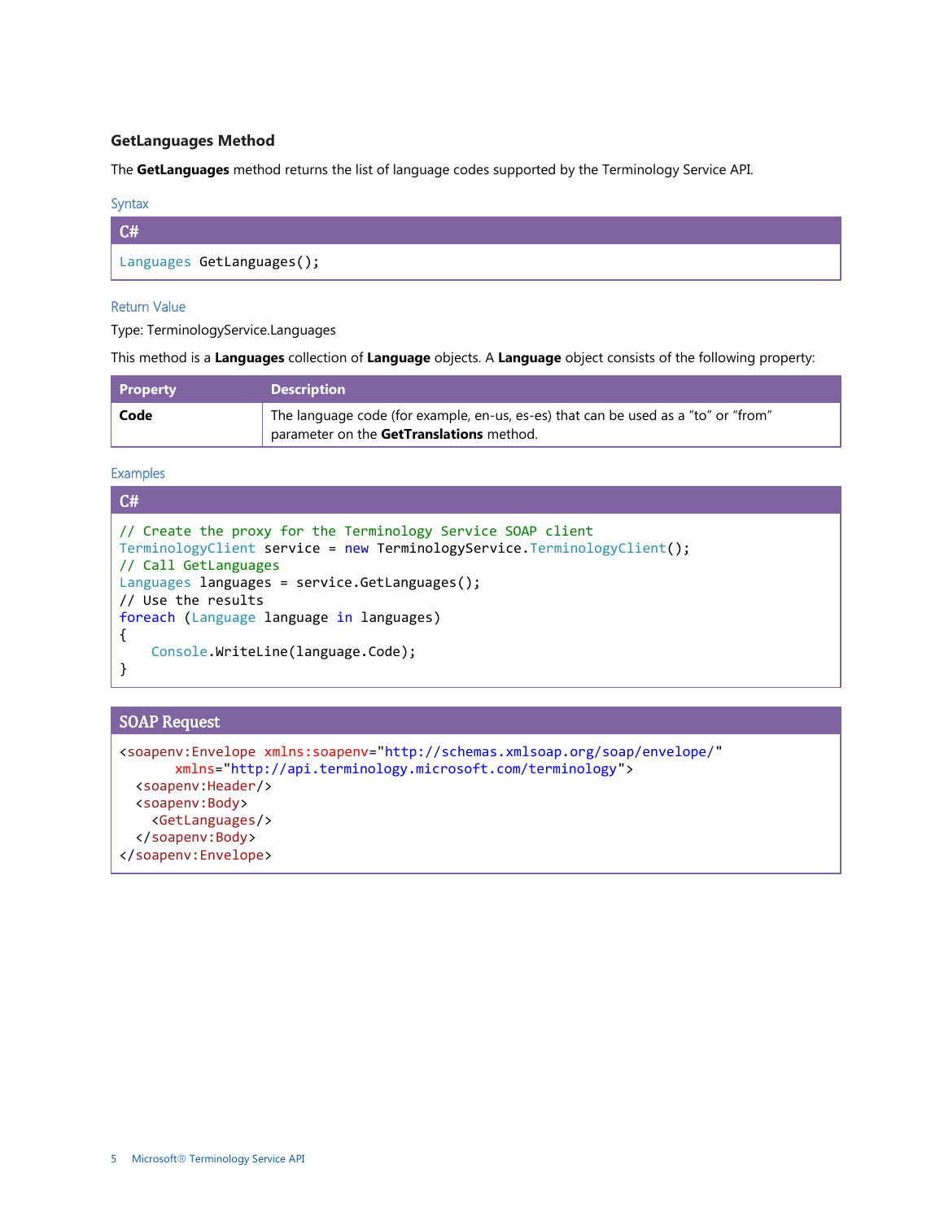### GetLanguages Method

The **GetLanguages** method returns the list of language codes supported by the Terminology Service API.

#### Syntax

**C#**

```
Languages GetLanguages();
```

#### Return Value

Type: TerminologyService.Languages

This method is a **Languages** collection of **Language** objects. A **Language** object consists of the following property:

| Property | Description |
|---|---|
| **Code** | The language code (for example, en-us, es-es) that can be used as a "to" or "from" parameter on the **GetTranslations** method. |

#### Examples

**C#**

```
// Create the proxy for the Terminology Service SOAP client
TerminologyClient service = new TerminologyService.TerminologyClient();
// Call GetLanguages
Languages languages = service.GetLanguages();
// Use the results
foreach (Language language in languages)
{
    Console.WriteLine(language.Code);
}
```

**SOAP Request**

```
<soapenv:Envelope xmlns:soapenv="http://schemas.xmlsoap.org/soap/envelope/"
       xmlns="http://api.terminology.microsoft.com/terminology">
  <soapenv:Header/>
  <soapenv:Body>
    <GetLanguages/>
  </soapenv:Body>
</soapenv:Envelope>
```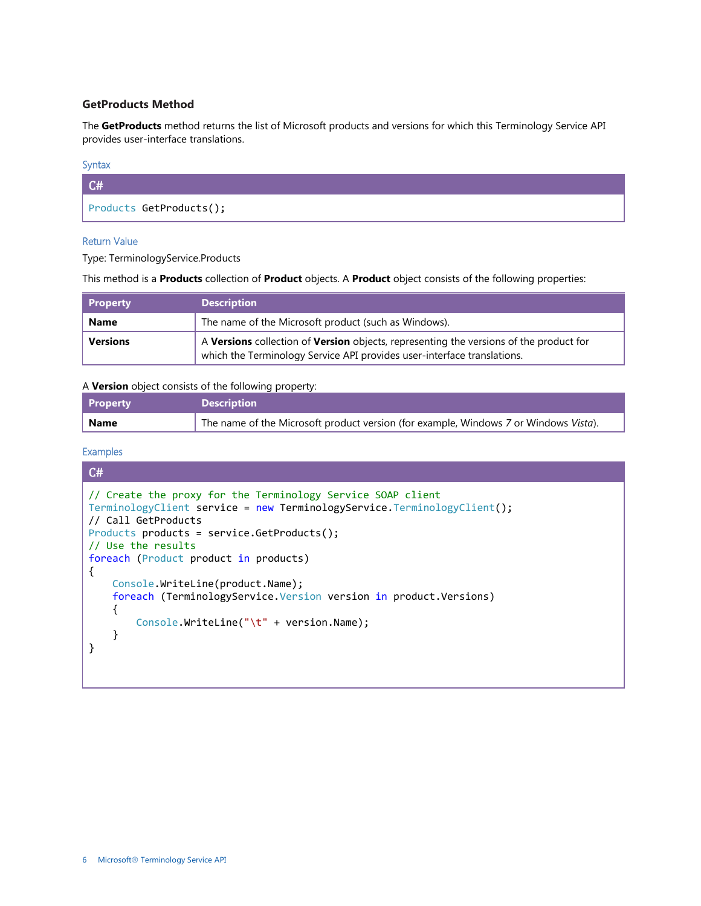### GetProducts Method

The **GetProducts** method returns the list of Microsoft products and versions for which this Terminology Service API provides user-interface translations.

#### Syntax

```csharp
Products GetProducts();
```

#### Return Value

Type: TerminologyService.Products

This method is a **Products** collection of **Product** objects. A **Product** object consists of the following properties:

| Property | Description |
| --- | --- |
| **Name** | The name of the Microsoft product (such as Windows). |
| **Versions** | A **Versions** collection of **Version** objects, representing the versions of the product for which the Terminology Service API provides user-interface translations. |

A **Version** object consists of the following property:

| Property | Description |
| --- | --- |
| **Name** | The name of the Microsoft product version (for example, Windows *7* or Windows *Vista*). |

#### Examples

```csharp
// Create the proxy for the Terminology Service SOAP client
TerminologyClient service = new TerminologyService.TerminologyClient();
// Call GetProducts
Products products = service.GetProducts();
// Use the results
foreach (Product product in products)
{
    Console.WriteLine(product.Name);
    foreach (TerminologyService.Version version in product.Versions)
    {
        Console.WriteLine("\t" + version.Name);
    }
}
```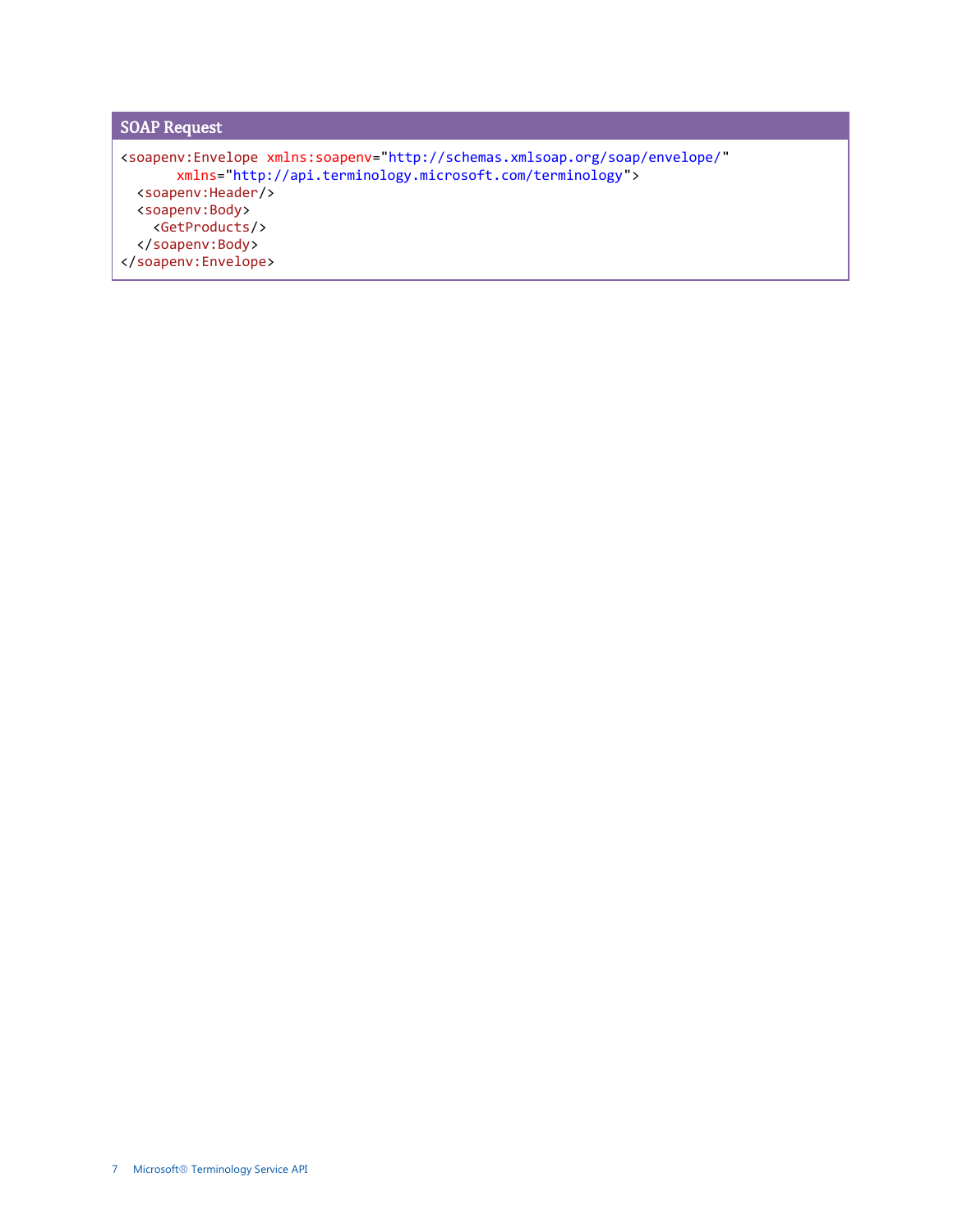**SOAP Request**

```
<soapenv:Envelope xmlns:soapenv="http://schemas.xmlsoap.org/soap/envelope/"
       xmlns="http://api.terminology.microsoft.com/terminology">
  <soapenv:Header/>
  <soapenv:Body>
    <GetProducts/>
  </soapenv:Body>
</soapenv:Envelope>
```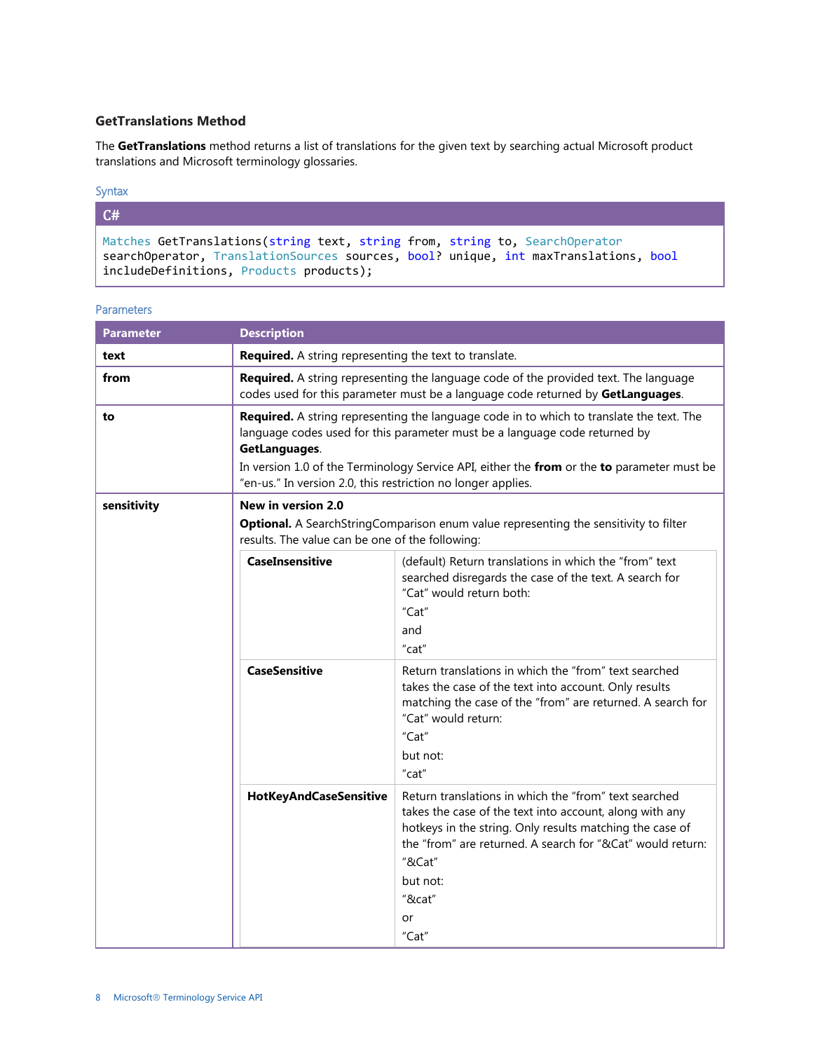### GetTranslations Method

The **GetTranslations** method returns a list of translations for the given text by searching actual Microsoft product translations and Microsoft terminology glossaries.

Syntax

**C#**

```
Matches GetTranslations(string text, string from, string to, SearchOperator
searchOperator, TranslationSources sources, bool? unique, int maxTranslations, bool
includeDefinitions, Products products);
```

Parameters

| Parameter | Description |
|---|---|
| **text** | **Required.** A string representing the text to translate. |
| **from** | **Required.** A string representing the language code of the provided text. The language codes used for this parameter must be a language code returned by **GetLanguages**. |
| **to** | **Required.** A string representing the language code in to which to translate the text. The language codes used for this parameter must be a language code returned by **GetLanguages**. In version 1.0 of the Terminology Service API, either the **from** or the **to** parameter must be "en-us." In version 2.0, this restriction no longer applies. |
| **sensitivity** | **New in version 2.0** **Optional.** A SearchStringComparison enum value representing the sensitivity to filter results. The value can be one of the following: |

| Value | Description |
|---|---|
| **CaseInsensitive** | (default) Return translations in which the "from" text searched disregards the case of the text. A search for "Cat" would return both: "Cat" and "cat" |
| **CaseSensitive** | Return translations in which the "from" text searched takes the case of the text into account. Only results matching the case of the "from" are returned. A search for "Cat" would return: "Cat" but not: "cat" |
| **HotKeyAndCaseSensitive** | Return translations in which the "from" text searched takes the case of the text into account, along with any hotkeys in the string. Only results matching the case of the "from" are returned. A search for "&Cat" would return: "&Cat" but not: "&cat" or "Cat" |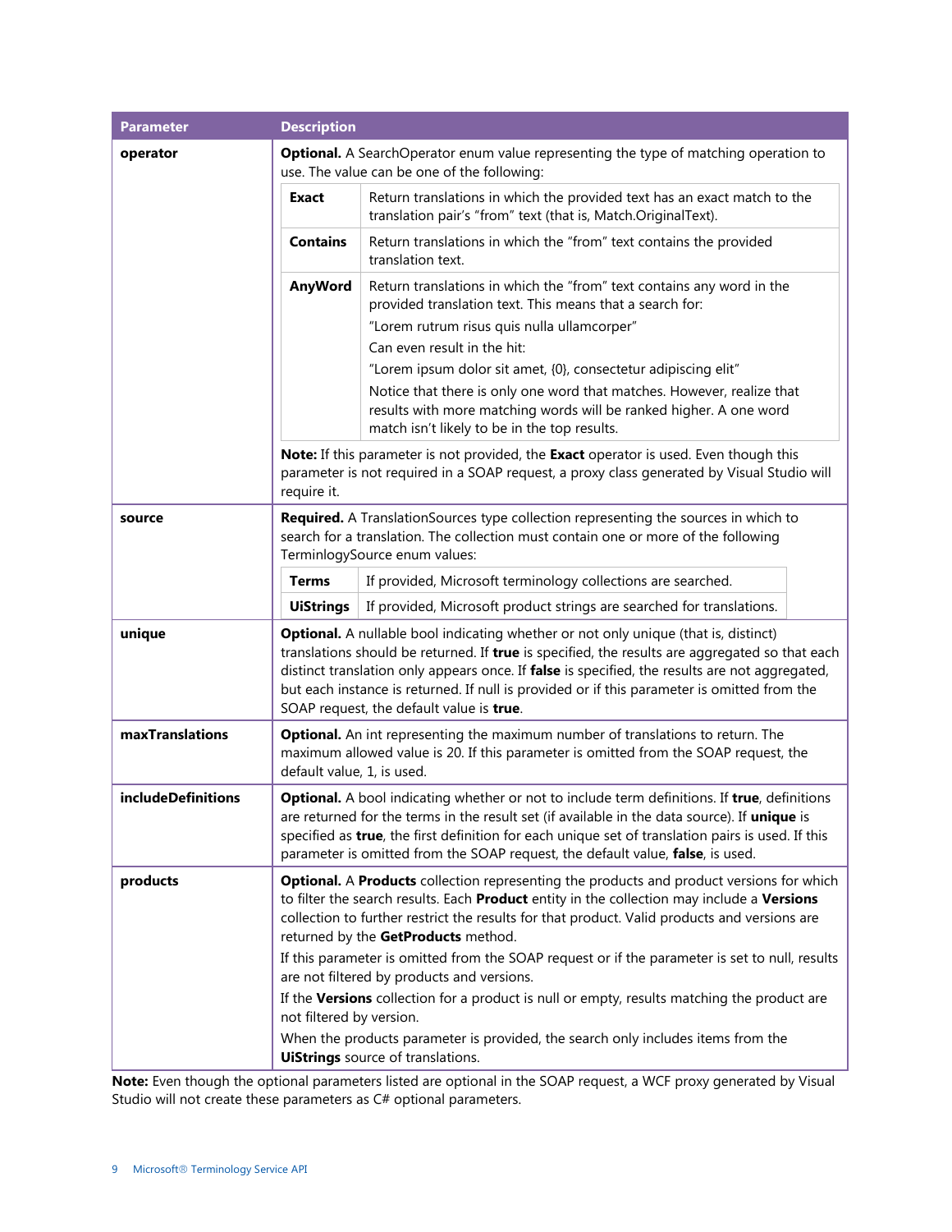| Parameter | Description |
| --- | --- |
| **operator** | **Optional.** A SearchOperator enum value representing the type of matching operation to use. The value can be one of the following:<br><br>**Exact** – Return translations in which the provided text has an exact match to the translation pair's "from" text (that is, Match.OriginalText).<br><br>**Contains** – Return translations in which the "from" text contains the provided translation text.<br><br>**AnyWord** – Return translations in which the "from" text contains any word in the provided translation text. This means that a search for:<br>"Lorem rutrum risus quis nulla ullamcorper"<br>Can even result in the hit:<br>"Lorem ipsum dolor sit amet, {0}, consectetur adipiscing elit"<br>Notice that there is only one word that matches. However, realize that results with more matching words will be ranked higher. A one word match isn't likely to be in the top results.<br><br>**Note:** If this parameter is not provided, the **Exact** operator is used. Even though this parameter is not required in a SOAP request, a proxy class generated by Visual Studio will require it. |
| **source** | **Required.** A TranslationSources type collection representing the sources in which to search for a translation. The collection must contain one or more of the following TerminlogySource enum values:<br><br>**Terms** – If provided, Microsoft terminology collections are searched.<br><br>**UiStrings** – If provided, Microsoft product strings are searched for translations. |
| **unique** | **Optional.** A nullable bool indicating whether or not only unique (that is, distinct) translations should be returned. If **true** is specified, the results are aggregated so that each distinct translation only appears once. If **false** is specified, the results are not aggregated, but each instance is returned. If null is provided or if this parameter is omitted from the SOAP request, the default value is **true**. |
| **maxTranslations** | **Optional.** An int representing the maximum number of translations to return. The maximum allowed value is 20. If this parameter is omitted from the SOAP request, the default value, 1, is used. |
| **includeDefinitions** | **Optional.** A bool indicating whether or not to include term definitions. If **true**, definitions are returned for the terms in the result set (if available in the data source). If **unique** is specified as **true**, the first definition for each unique set of translation pairs is used. If this parameter is omitted from the SOAP request, the default value, **false**, is used. |
| **products** | **Optional.** A **Products** collection representing the products and product versions for which to filter the search results. Each **Product** entity in the collection may include a **Versions** collection to further restrict the results for that product. Valid products and versions are returned by the **GetProducts** method.<br><br>If this parameter is omitted from the SOAP request or if the parameter is set to null, results are not filtered by products and versions.<br><br>If the **Versions** collection for a product is null or empty, results matching the product are not filtered by version.<br><br>When the products parameter is provided, the search only includes items from the **UiStrings** source of translations. |

**Note:** Even though the optional parameters listed are optional in the SOAP request, a WCF proxy generated by Visual Studio will not create these parameters as C# optional parameters.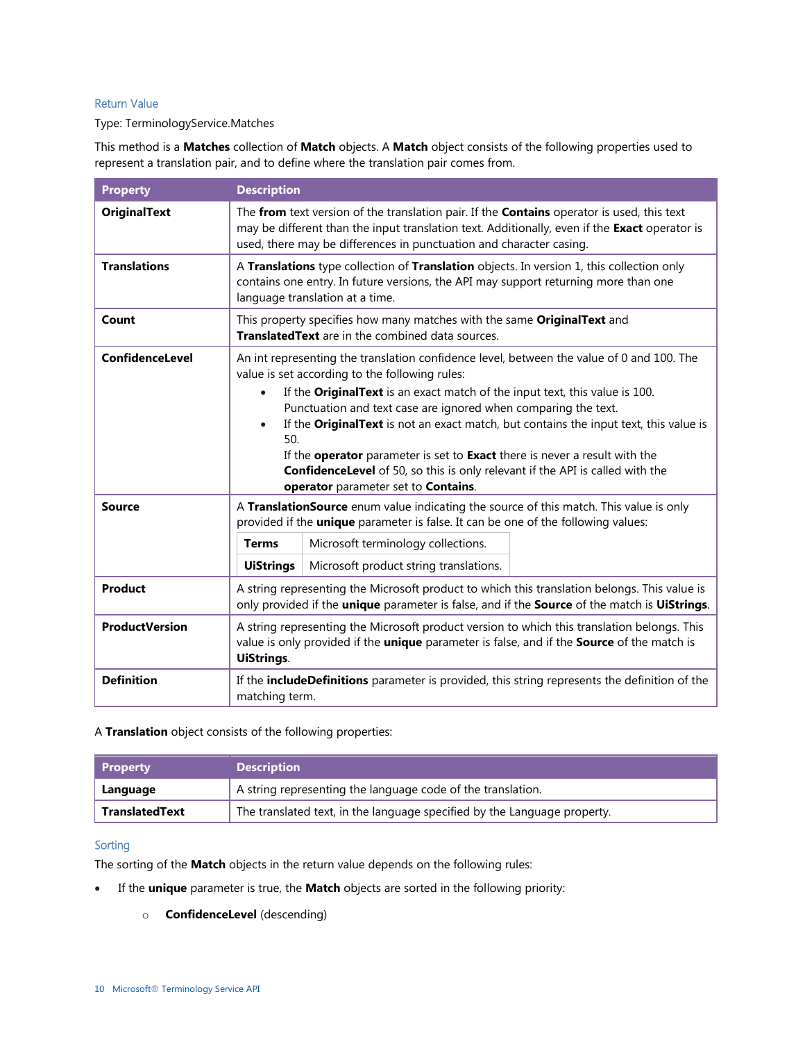### Return Value

Type: TerminologyService.Matches

This method is a **Matches** collection of **Match** objects. A **Match** object consists of the following properties used to represent a translation pair, and to define where the translation pair comes from.

| Property | Description |
|---|---|
| **OriginalText** | The **from** text version of the translation pair. If the **Contains** operator is used, this text may be different than the input translation text. Additionally, even if the **Exact** operator is used, there may be differences in punctuation and character casing. |
| **Translations** | A **Translations** type collection of **Translation** objects. In version 1, this collection only contains one entry. In future versions, the API may support returning more than one language translation at a time. |
| **Count** | This property specifies how many matches with the same **OriginalText** and **TranslatedText** are in the combined data sources. |
| **ConfidenceLevel** | An int representing the translation confidence level, between the value of 0 and 100. The value is set according to the following rules:<br>• If the **OriginalText** is an exact match of the input text, this value is 100. Punctuation and text case are ignored when comparing the text.<br>• If the **OriginalText** is not an exact match, but contains the input text, this value is 50.<br>If the **operator** parameter is set to **Exact** there is never a result with the **ConfidenceLevel** of 50, so this is only relevant if the API is called with the **operator** parameter set to **Contains**. |
| **Source** | A **TranslationSource** enum value indicating the source of this match. This value is only provided if the **unique** parameter is false. It can be one of the following values:<br>**Terms**: Microsoft terminology collections.<br>**UiStrings**: Microsoft product string translations. |
| **Product** | A string representing the Microsoft product to which this translation belongs. This value is only provided if the **unique** parameter is false, and if the **Source** of the match is **UiStrings**. |
| **ProductVersion** | A string representing the Microsoft product version to which this translation belongs. This value is only provided if the **unique** parameter is false, and if the **Source** of the match is **UiStrings**. |
| **Definition** | If the **includeDefinitions** parameter is provided, this string represents the definition of the matching term. |

A **Translation** object consists of the following properties:

| Property | Description |
|---|---|
| **Language** | A string representing the language code of the translation. |
| **TranslatedText** | The translated text, in the language specified by the Language property. |

### Sorting

The sorting of the **Match** objects in the return value depends on the following rules:

- If the **unique** parameter is true, the **Match** objects are sorted in the following priority:
  - **ConfidenceLevel** (descending)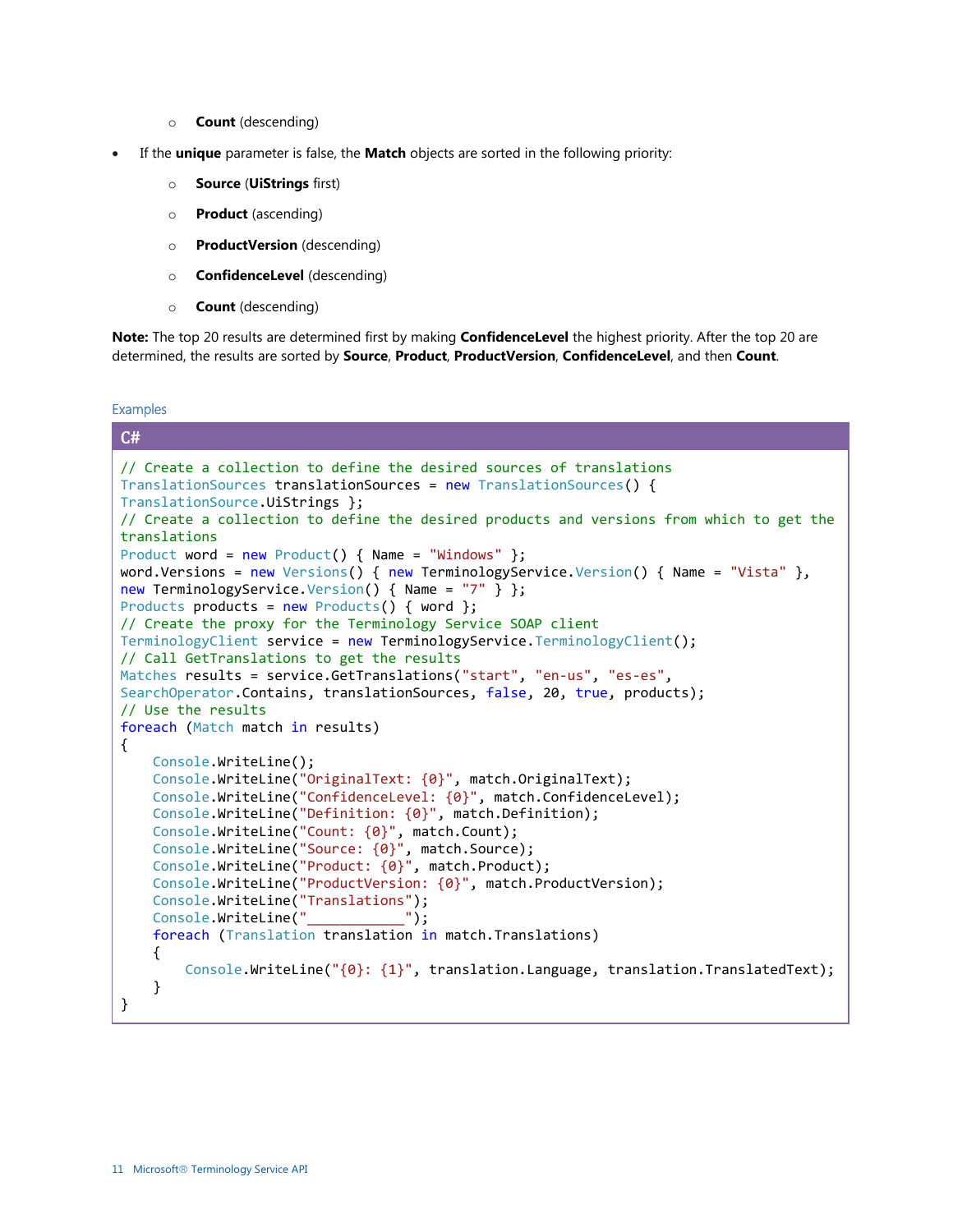- **Count** (descending)
- If the **unique** parameter is false, the **Match** objects are sorted in the following priority:
    - **Source** (**UiStrings** first)
    - **Product** (ascending)
    - **ProductVersion** (descending)
    - **ConfidenceLevel** (descending)
    - **Count** (descending)

**Note:** The top 20 results are determined first by making **ConfidenceLevel** the highest priority. After the top 20 are determined, the results are sorted by **Source**, **Product**, **ProductVersion**, **ConfidenceLevel**, and then **Count**.

### Examples

**C#**

```
// Create a collection to define the desired sources of translations
TranslationSources translationSources = new TranslationSources() {
TranslationSource.UiStrings };
// Create a collection to define the desired products and versions from which to get the
translations
Product word = new Product() { Name = "Windows" };
word.Versions = new Versions() { new TerminologyService.Version() { Name = "Vista" },
new TerminologyService.Version() { Name = "7" } };
Products products = new Products() { word };
// Create the proxy for the Terminology Service SOAP client
TerminologyClient service = new TerminologyService.TerminologyClient();
// Call GetTranslations to get the results
Matches results = service.GetTranslations("start", "en-us", "es-es",
SearchOperator.Contains, translationSources, false, 20, true, products);
// Use the results
foreach (Match match in results)
{
    Console.WriteLine();
    Console.WriteLine("OriginalText: {0}", match.OriginalText);
    Console.WriteLine("ConfidenceLevel: {0}", match.ConfidenceLevel);
    Console.WriteLine("Definition: {0}", match.Definition);
    Console.WriteLine("Count: {0}", match.Count);
    Console.WriteLine("Source: {0}", match.Source);
    Console.WriteLine("Product: {0}", match.Product);
    Console.WriteLine("ProductVersion: {0}", match.ProductVersion);
    Console.WriteLine("Translations");
    Console.WriteLine("____________");
    foreach (Translation translation in match.Translations)
    {
        Console.WriteLine("{0}: {1}", translation.Language, translation.TranslatedText);
    }
}
```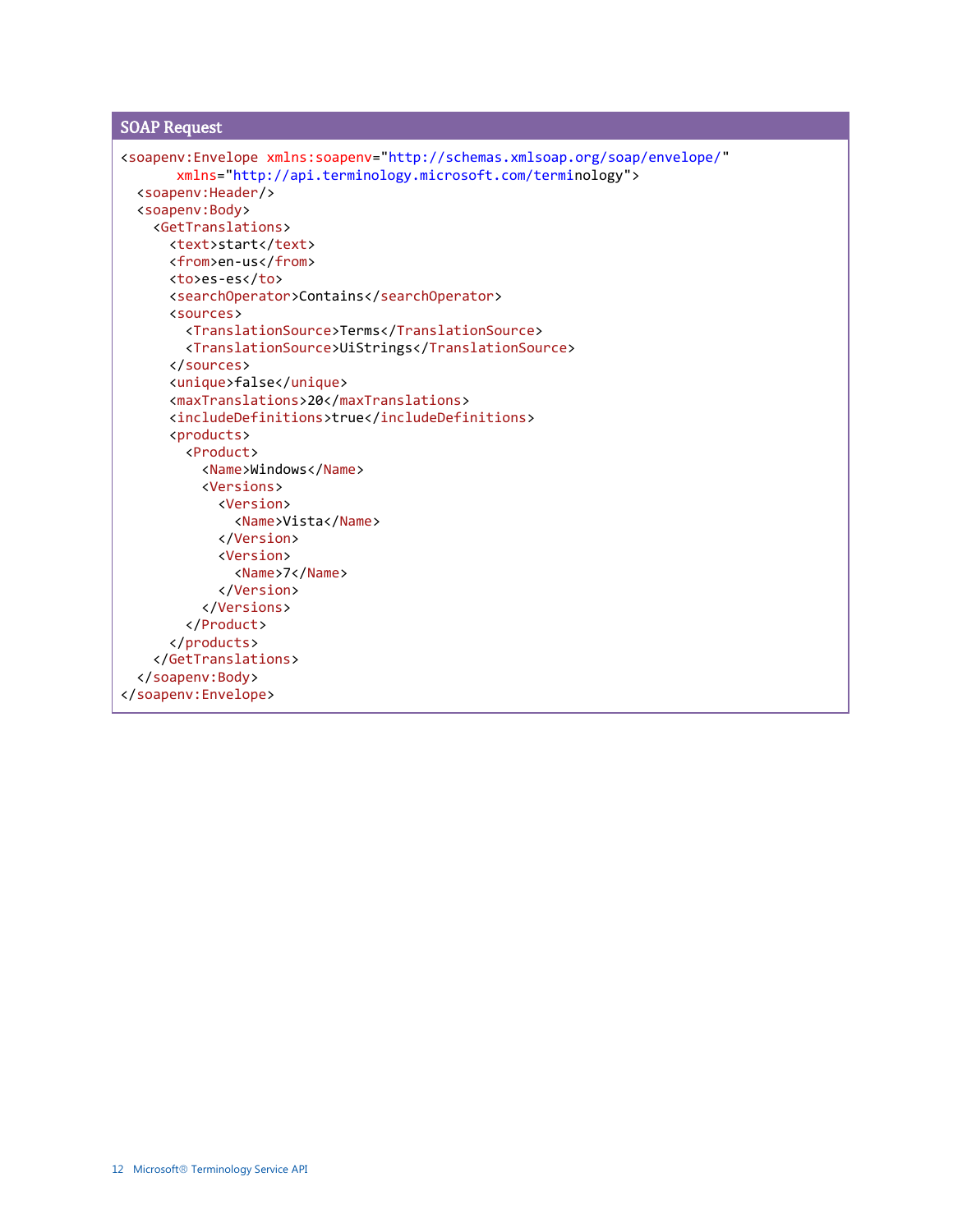**SOAP Request**

```
<soapenv:Envelope xmlns:soapenv="http://schemas.xmlsoap.org/soap/envelope/"
       xmlns="http://api.terminology.microsoft.com/terminology">
  <soapenv:Header/>
  <soapenv:Body>
    <GetTranslations>
      <text>start</text>
      <from>en-us</from>
      <to>es-es</to>
      <searchOperator>Contains</searchOperator>
      <sources>
        <TranslationSource>Terms</TranslationSource>
        <TranslationSource>UiStrings</TranslationSource>
      </sources>
      <unique>false</unique>
      <maxTranslations>20</maxTranslations>
      <includeDefinitions>true</includeDefinitions>
      <products>
        <Product>
          <Name>Windows</Name>
          <Versions>
            <Version>
              <Name>Vista</Name>
            </Version>
            <Version>
              <Name>7</Name>
            </Version>
          </Versions>
        </Product>
      </products>
    </GetTranslations>
  </soapenv:Body>
</soapenv:Envelope>
```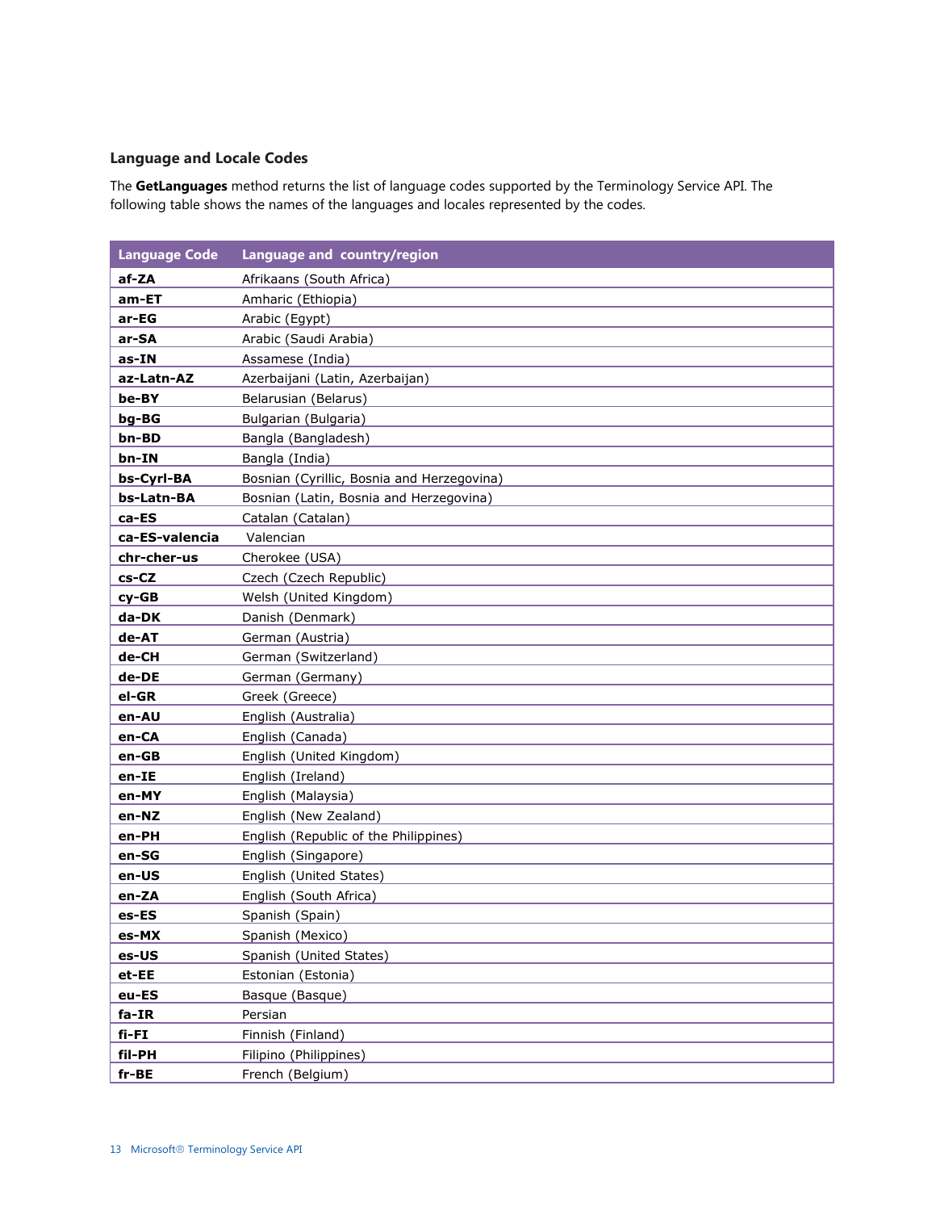### Language and Locale Codes

The **GetLanguages** method returns the list of language codes supported by the Terminology Service API. The following table shows the names of the languages and locales represented by the codes.

| Language Code | Language and country/region |
|---|---|
| **af-ZA** | Afrikaans (South Africa) |
| **am-ET** | Amharic (Ethiopia) |
| **ar-EG** | Arabic (Egypt) |
| **ar-SA** | Arabic (Saudi Arabia) |
| **as-IN** | Assamese (India) |
| **az-Latn-AZ** | Azerbaijani (Latin, Azerbaijan) |
| **be-BY** | Belarusian (Belarus) |
| **bg-BG** | Bulgarian (Bulgaria) |
| **bn-BD** | Bangla (Bangladesh) |
| **bn-IN** | Bangla (India) |
| **bs-Cyrl-BA** | Bosnian (Cyrillic, Bosnia and Herzegovina) |
| **bs-Latn-BA** | Bosnian (Latin, Bosnia and Herzegovina) |
| **ca-ES** | Catalan (Catalan) |
| **ca-ES-valencia** | Valencian |
| **chr-cher-us** | Cherokee (USA) |
| **cs-CZ** | Czech (Czech Republic) |
| **cy-GB** | Welsh (United Kingdom) |
| **da-DK** | Danish (Denmark) |
| **de-AT** | German (Austria) |
| **de-CH** | German (Switzerland) |
| **de-DE** | German (Germany) |
| **el-GR** | Greek (Greece) |
| **en-AU** | English (Australia) |
| **en-CA** | English (Canada) |
| **en-GB** | English (United Kingdom) |
| **en-IE** | English (Ireland) |
| **en-MY** | English (Malaysia) |
| **en-NZ** | English (New Zealand) |
| **en-PH** | English (Republic of the Philippines) |
| **en-SG** | English (Singapore) |
| **en-US** | English (United States) |
| **en-ZA** | English (South Africa) |
| **es-ES** | Spanish (Spain) |
| **es-MX** | Spanish (Mexico) |
| **es-US** | Spanish (United States) |
| **et-EE** | Estonian (Estonia) |
| **eu-ES** | Basque (Basque) |
| **fa-IR** | Persian |
| **fi-FI** | Finnish (Finland) |
| **fil-PH** | Filipino (Philippines) |
| **fr-BE** | French (Belgium) |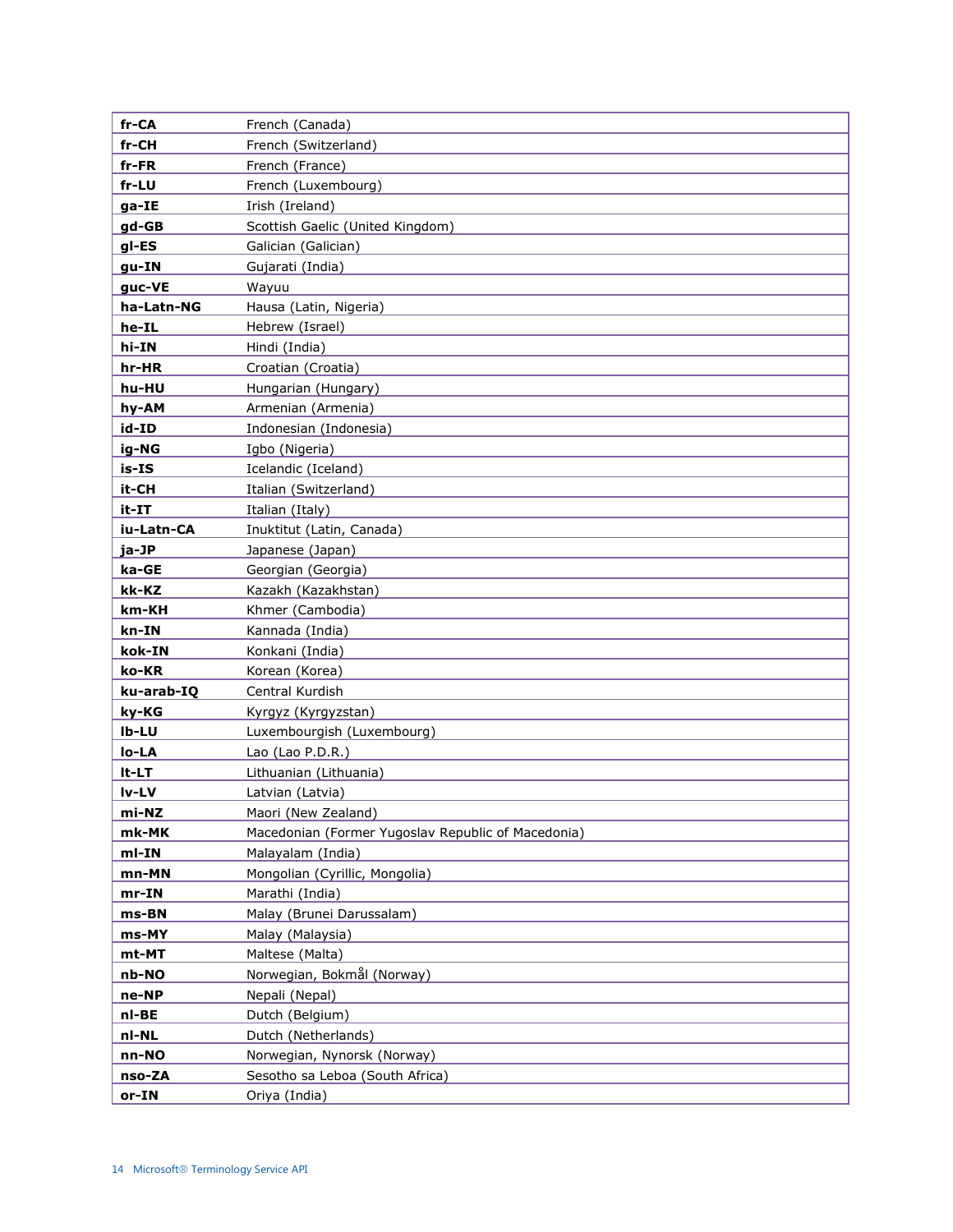| | |
|---|---|
| **fr-CA** | French (Canada) |
| **fr-CH** | French (Switzerland) |
| **fr-FR** | French (France) |
| **fr-LU** | French (Luxembourg) |
| **ga-IE** | Irish (Ireland) |
| **gd-GB** | Scottish Gaelic (United Kingdom) |
| **gl-ES** | Galician (Galician) |
| **gu-IN** | Gujarati (India) |
| **guc-VE** | Wayuu |
| **ha-Latn-NG** | Hausa (Latin, Nigeria) |
| **he-IL** | Hebrew (Israel) |
| **hi-IN** | Hindi (India) |
| **hr-HR** | Croatian (Croatia) |
| **hu-HU** | Hungarian (Hungary) |
| **hy-AM** | Armenian (Armenia) |
| **id-ID** | Indonesian (Indonesia) |
| **ig-NG** | Igbo (Nigeria) |
| **is-IS** | Icelandic (Iceland) |
| **it-CH** | Italian (Switzerland) |
| **it-IT** | Italian (Italy) |
| **iu-Latn-CA** | Inuktitut (Latin, Canada) |
| **ja-JP** | Japanese (Japan) |
| **ka-GE** | Georgian (Georgia) |
| **kk-KZ** | Kazakh (Kazakhstan) |
| **km-KH** | Khmer (Cambodia) |
| **kn-IN** | Kannada (India) |
| **kok-IN** | Konkani (India) |
| **ko-KR** | Korean (Korea) |
| **ku-arab-IQ** | Central Kurdish |
| **ky-KG** | Kyrgyz (Kyrgyzstan) |
| **lb-LU** | Luxembourgish (Luxembourg) |
| **lo-LA** | Lao (Lao P.D.R.) |
| **lt-LT** | Lithuanian (Lithuania) |
| **lv-LV** | Latvian (Latvia) |
| **mi-NZ** | Maori (New Zealand) |
| **mk-MK** | Macedonian (Former Yugoslav Republic of Macedonia) |
| **ml-IN** | Malayalam (India) |
| **mn-MN** | Mongolian (Cyrillic, Mongolia) |
| **mr-IN** | Marathi (India) |
| **ms-BN** | Malay (Brunei Darussalam) |
| **ms-MY** | Malay (Malaysia) |
| **mt-MT** | Maltese (Malta) |
| **nb-NO** | Norwegian, Bokmål (Norway) |
| **ne-NP** | Nepali (Nepal) |
| **nl-BE** | Dutch (Belgium) |
| **nl-NL** | Dutch (Netherlands) |
| **nn-NO** | Norwegian, Nynorsk (Norway) |
| **nso-ZA** | Sesotho sa Leboa (South Africa) |
| **or-IN** | Oriya (India) |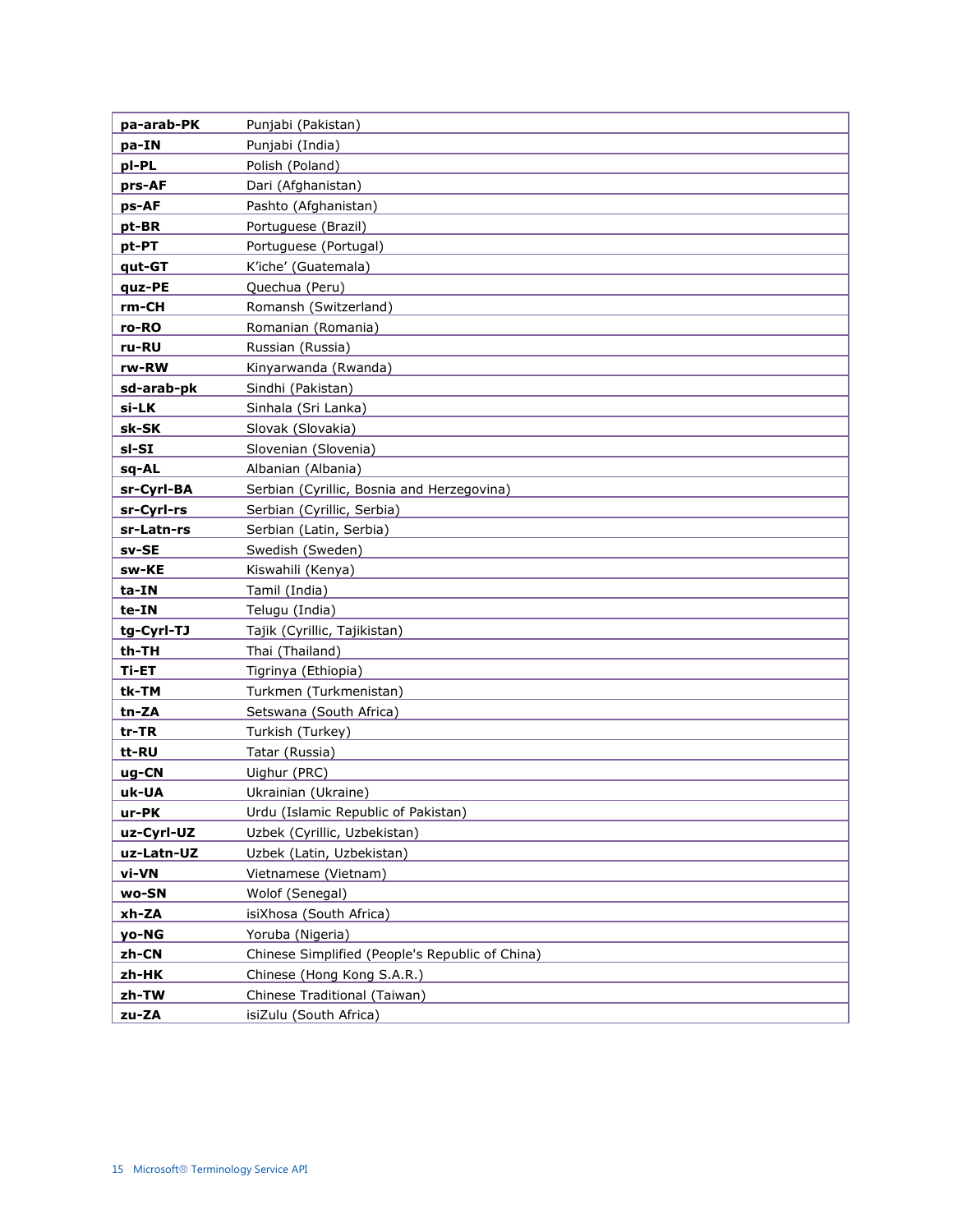| | |
|---|---|
| **pa-arab-PK** | Punjabi (Pakistan) |
| **pa-IN** | Punjabi (India) |
| **pl-PL** | Polish (Poland) |
| **prs-AF** | Dari (Afghanistan) |
| **ps-AF** | Pashto (Afghanistan) |
| **pt-BR** | Portuguese (Brazil) |
| **pt-PT** | Portuguese (Portugal) |
| **qut-GT** | K'iche' (Guatemala) |
| **quz-PE** | Quechua (Peru) |
| **rm-CH** | Romansh (Switzerland) |
| **ro-RO** | Romanian (Romania) |
| **ru-RU** | Russian (Russia) |
| **rw-RW** | Kinyarwanda (Rwanda) |
| **sd-arab-pk** | Sindhi (Pakistan) |
| **si-LK** | Sinhala (Sri Lanka) |
| **sk-SK** | Slovak (Slovakia) |
| **sl-SI** | Slovenian (Slovenia) |
| **sq-AL** | Albanian (Albania) |
| **sr-Cyrl-BA** | Serbian (Cyrillic, Bosnia and Herzegovina) |
| **sr-Cyrl-rs** | Serbian (Cyrillic, Serbia) |
| **sr-Latn-rs** | Serbian (Latin, Serbia) |
| **sv-SE** | Swedish (Sweden) |
| **sw-KE** | Kiswahili (Kenya) |
| **ta-IN** | Tamil (India) |
| **te-IN** | Telugu (India) |
| **tg-Cyrl-TJ** | Tajik (Cyrillic, Tajikistan) |
| **th-TH** | Thai (Thailand) |
| **Ti-ET** | Tigrinya (Ethiopia) |
| **tk-TM** | Turkmen (Turkmenistan) |
| **tn-ZA** | Setswana (South Africa) |
| **tr-TR** | Turkish (Turkey) |
| **tt-RU** | Tatar (Russia) |
| **ug-CN** | Uighur (PRC) |
| **uk-UA** | Ukrainian (Ukraine) |
| **ur-PK** | Urdu (Islamic Republic of Pakistan) |
| **uz-Cyrl-UZ** | Uzbek (Cyrillic, Uzbekistan) |
| **uz-Latn-UZ** | Uzbek (Latin, Uzbekistan) |
| **vi-VN** | Vietnamese (Vietnam) |
| **wo-SN** | Wolof (Senegal) |
| **xh-ZA** | isiXhosa (South Africa) |
| **yo-NG** | Yoruba (Nigeria) |
| **zh-CN** | Chinese Simplified (People's Republic of China) |
| **zh-HK** | Chinese (Hong Kong S.A.R.) |
| **zh-TW** | Chinese Traditional (Taiwan) |
| **zu-ZA** | isiZulu (South Africa) |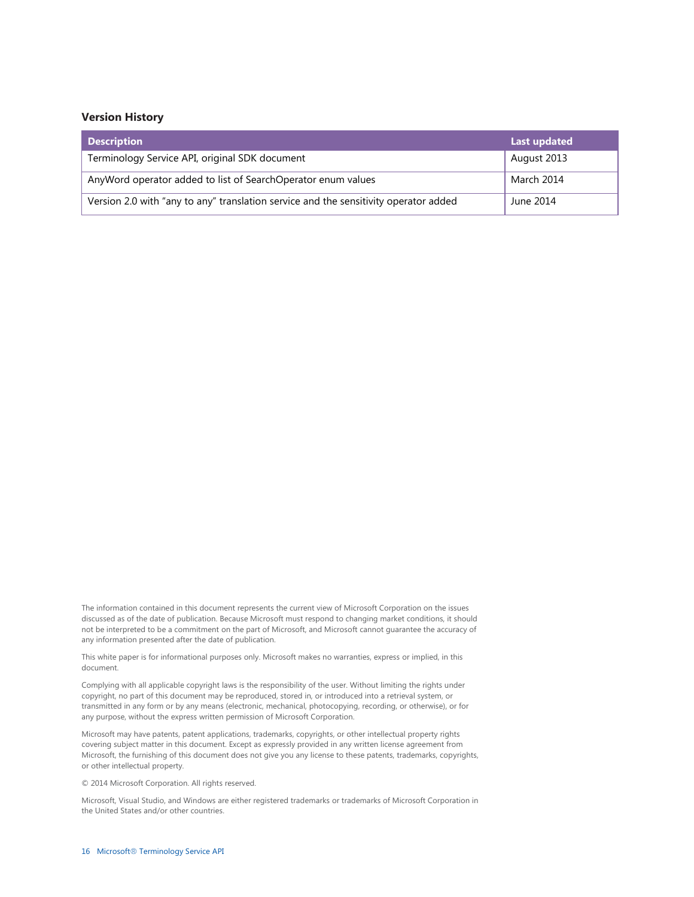### Version History

| Description | Last updated |
| --- | --- |
| Terminology Service API, original SDK document | August 2013 |
| AnyWord operator added to list of SearchOperator enum values | March 2014 |
| Version 2.0 with "any to any" translation service and the sensitivity operator added | June 2014 |

The information contained in this document represents the current view of Microsoft Corporation on the issues discussed as of the date of publication. Because Microsoft must respond to changing market conditions, it should not be interpreted to be a commitment on the part of Microsoft, and Microsoft cannot guarantee the accuracy of any information presented after the date of publication.

This white paper is for informational purposes only. Microsoft makes no warranties, express or implied, in this document.

Complying with all applicable copyright laws is the responsibility of the user. Without limiting the rights under copyright, no part of this document may be reproduced, stored in, or introduced into a retrieval system, or transmitted in any form or by any means (electronic, mechanical, photocopying, recording, or otherwise), or for any purpose, without the express written permission of Microsoft Corporation.

Microsoft may have patents, patent applications, trademarks, copyrights, or other intellectual property rights covering subject matter in this document. Except as expressly provided in any written license agreement from Microsoft, the furnishing of this document does not give you any license to these patents, trademarks, copyrights, or other intellectual property.

© 2014 Microsoft Corporation. All rights reserved.

Microsoft, Visual Studio, and Windows are either registered trademarks or trademarks of Microsoft Corporation in the United States and/or other countries.